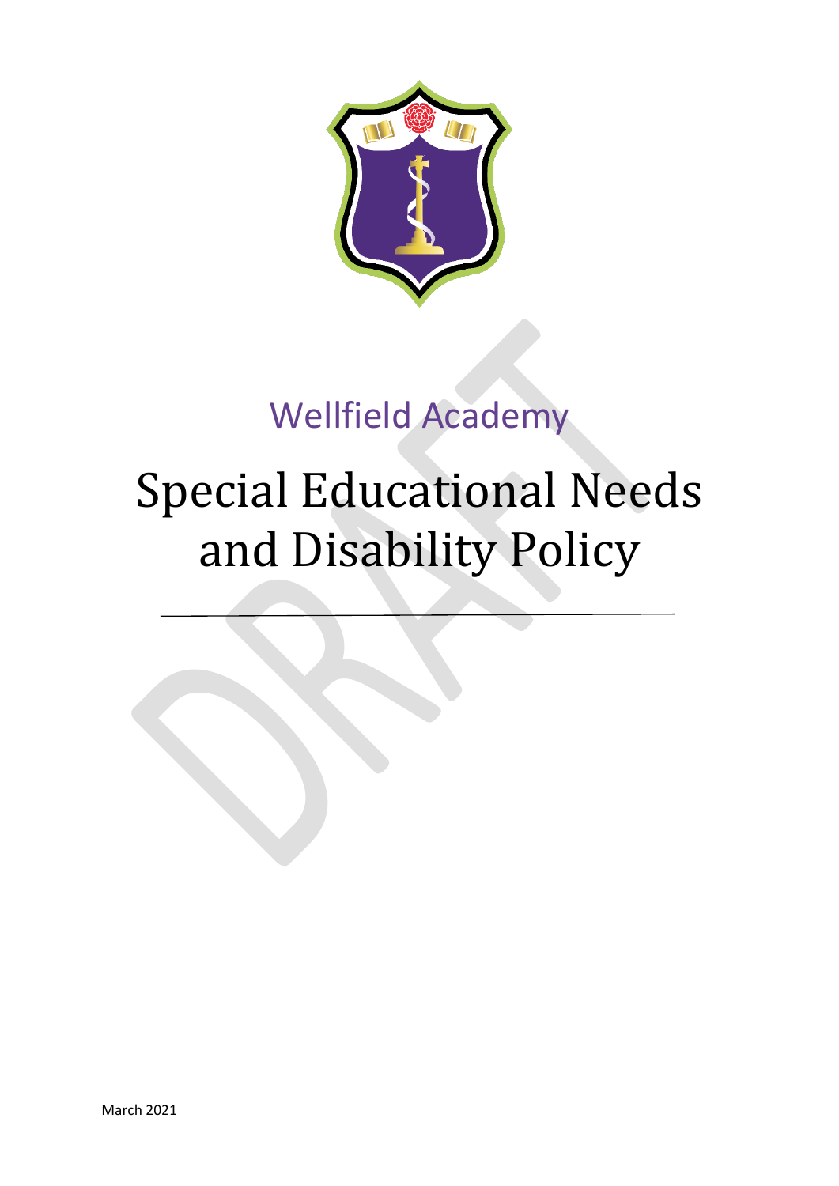Wellfield Academy

# Special Educational Needs and Disability Policy

March 2021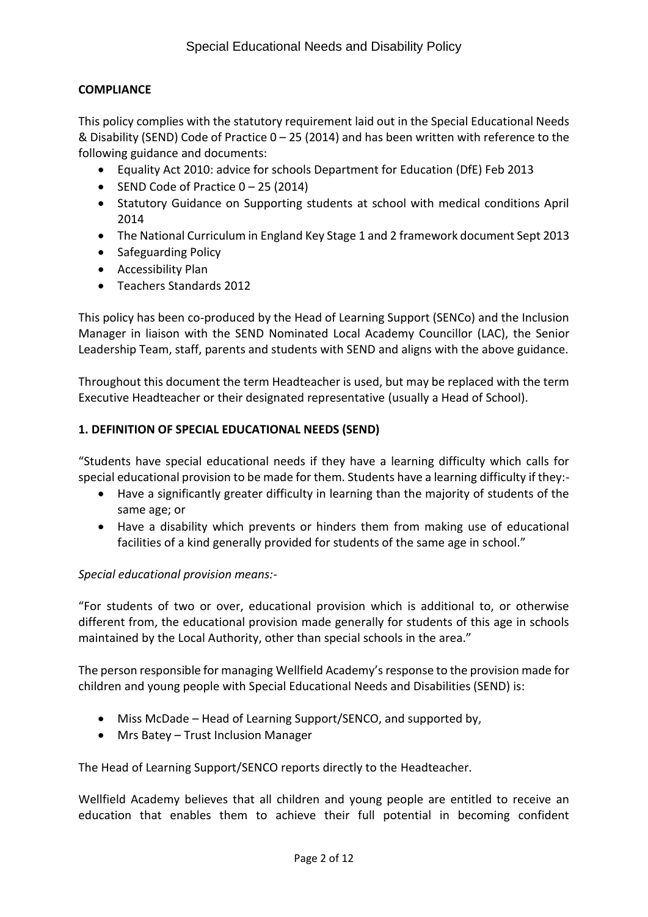**COMPLIANCE**

This policy complies with the statutory requirement laid out in the Special Educational Needs & Disability (SEND) Code of Practice 0 – 25 (2014) and has been written with reference to the following guidance and documents:

- Equality Act 2010: advice for schools Department for Education (DfE) Feb 2013
- SEND Code of Practice 0 – 25 (2014)
- Statutory Guidance on Supporting students at school with medical conditions April 2014
- The National Curriculum in England Key Stage 1 and 2 framework document Sept 2013
- Safeguarding Policy
- Accessibility Plan
- Teachers Standards 2012

This policy has been co-produced by the Head of Learning Support (SENCo) and the Inclusion Manager in liaison with the SEND Nominated Local Academy Councillor (LAC), the Senior Leadership Team, staff, parents and students with SEND and aligns with the above guidance.

Throughout this document the term Headteacher is used, but may be replaced with the term Executive Headteacher or their designated representative (usually a Head of School).

**1. DEFINITION OF SPECIAL EDUCATIONAL NEEDS (SEND)**

"Students have special educational needs if they have a learning difficulty which calls for special educational provision to be made for them. Students have a learning difficulty if they:-

- Have a significantly greater difficulty in learning than the majority of students of the same age; or
- Have a disability which prevents or hinders them from making use of educational facilities of a kind generally provided for students of the same age in school."

*Special educational provision means:-*

"For students of two or over, educational provision which is additional to, or otherwise different from, the educational provision made generally for students of this age in schools maintained by the Local Authority, other than special schools in the area."

The person responsible for managing Wellfield Academy's response to the provision made for children and young people with Special Educational Needs and Disabilities (SEND) is:

- Miss McDade – Head of Learning Support/SENCO, and supported by,
- Mrs Batey – Trust Inclusion Manager

The Head of Learning Support/SENCO reports directly to the Headteacher.

Wellfield Academy believes that all children and young people are entitled to receive an education that enables them to achieve their full potential in becoming confident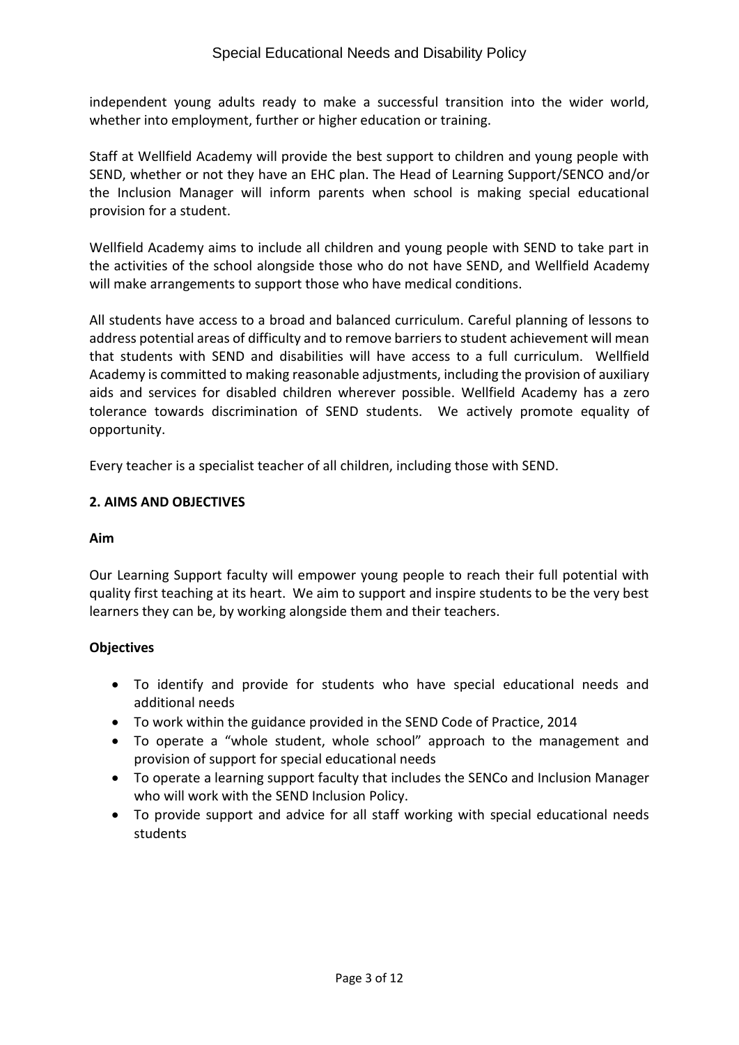independent young adults ready to make a successful transition into the wider world, whether into employment, further or higher education or training.

Staff at Wellfield Academy will provide the best support to children and young people with SEND, whether or not they have an EHC plan. The Head of Learning Support/SENCO and/or the Inclusion Manager will inform parents when school is making special educational provision for a student.

Wellfield Academy aims to include all children and young people with SEND to take part in the activities of the school alongside those who do not have SEND, and Wellfield Academy will make arrangements to support those who have medical conditions.

All students have access to a broad and balanced curriculum. Careful planning of lessons to address potential areas of difficulty and to remove barriers to student achievement will mean that students with SEND and disabilities will have access to a full curriculum. Wellfield Academy is committed to making reasonable adjustments, including the provision of auxiliary aids and services for disabled children wherever possible. Wellfield Academy has a zero tolerance towards discrimination of SEND students. We actively promote equality of opportunity.

Every teacher is a specialist teacher of all children, including those with SEND.

## 2. AIMS AND OBJECTIVES

### Aim

Our Learning Support faculty will empower young people to reach their full potential with quality first teaching at its heart. We aim to support and inspire students to be the very best learners they can be, by working alongside them and their teachers.

### Objectives

- To identify and provide for students who have special educational needs and additional needs
- To work within the guidance provided in the SEND Code of Practice, 2014
- To operate a "whole student, whole school" approach to the management and provision of support for special educational needs
- To operate a learning support faculty that includes the SENCo and Inclusion Manager who will work with the SEND Inclusion Policy.
- To provide support and advice for all staff working with special educational needs students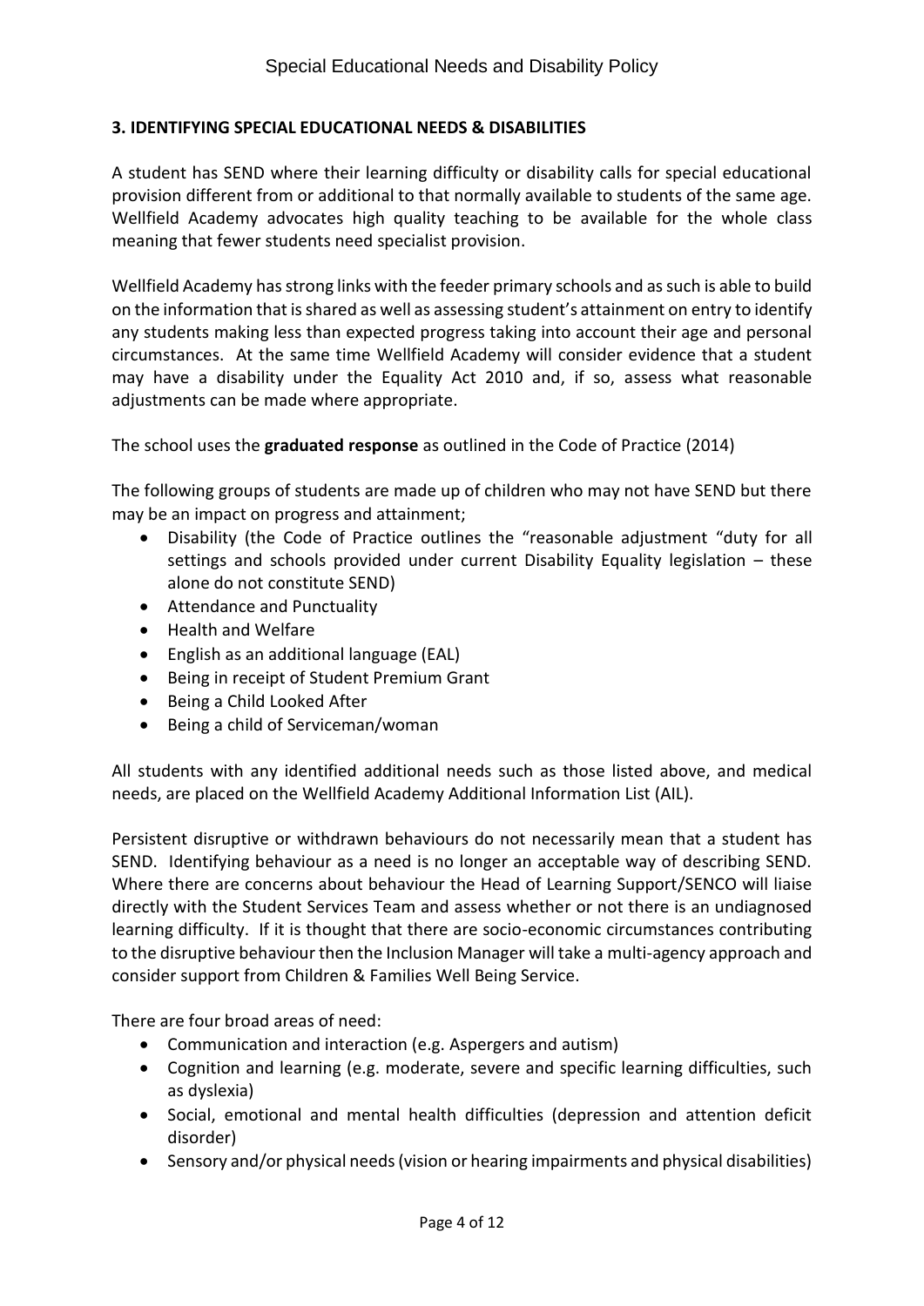### 3. IDENTIFYING SPECIAL EDUCATIONAL NEEDS & DISABILITIES

A student has SEND where their learning difficulty or disability calls for special educational provision different from or additional to that normally available to students of the same age. Wellfield Academy advocates high quality teaching to be available for the whole class meaning that fewer students need specialist provision.

Wellfield Academy has strong links with the feeder primary schools and as such is able to build on the information that is shared as well as assessing student's attainment on entry to identify any students making less than expected progress taking into account their age and personal circumstances. At the same time Wellfield Academy will consider evidence that a student may have a disability under the Equality Act 2010 and, if so, assess what reasonable adjustments can be made where appropriate.

The school uses the **graduated response** as outlined in the Code of Practice (2014)

The following groups of students are made up of children who may not have SEND but there may be an impact on progress and attainment;

- Disability (the Code of Practice outlines the "reasonable adjustment "duty for all settings and schools provided under current Disability Equality legislation – these alone do not constitute SEND)
- Attendance and Punctuality
- Health and Welfare
- English as an additional language (EAL)
- Being in receipt of Student Premium Grant
- Being a Child Looked After
- Being a child of Serviceman/woman

All students with any identified additional needs such as those listed above, and medical needs, are placed on the Wellfield Academy Additional Information List (AIL).

Persistent disruptive or withdrawn behaviours do not necessarily mean that a student has SEND. Identifying behaviour as a need is no longer an acceptable way of describing SEND. Where there are concerns about behaviour the Head of Learning Support/SENCO will liaise directly with the Student Services Team and assess whether or not there is an undiagnosed learning difficulty. If it is thought that there are socio-economic circumstances contributing to the disruptive behaviour then the Inclusion Manager will take a multi-agency approach and consider support from Children & Families Well Being Service.

There are four broad areas of need:

- Communication and interaction (e.g. Aspergers and autism)
- Cognition and learning (e.g. moderate, severe and specific learning difficulties, such as dyslexia)
- Social, emotional and mental health difficulties (depression and attention deficit disorder)
- Sensory and/or physical needs (vision or hearing impairments and physical disabilities)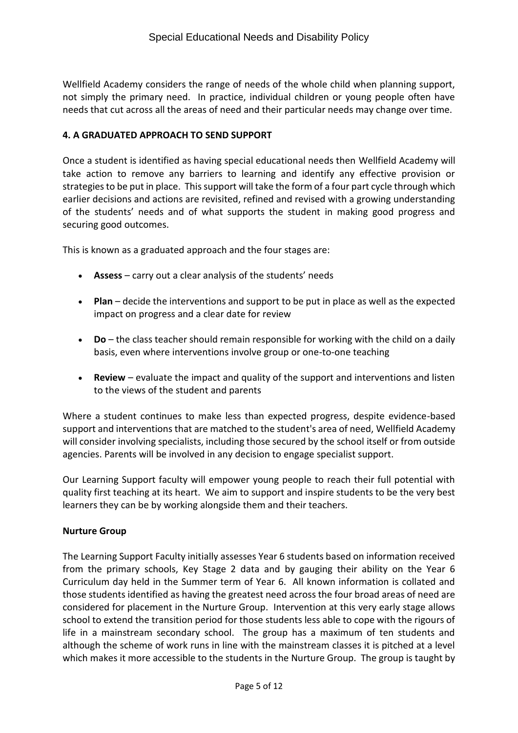Wellfield Academy considers the range of needs of the whole child when planning support, not simply the primary need. In practice, individual children or young people often have needs that cut across all the areas of need and their particular needs may change over time.

## 4. A GRADUATED APPROACH TO SEND SUPPORT

Once a student is identified as having special educational needs then Wellfield Academy will take action to remove any barriers to learning and identify any effective provision or strategies to be put in place. This support will take the form of a four part cycle through which earlier decisions and actions are revisited, refined and revised with a growing understanding of the students' needs and of what supports the student in making good progress and securing good outcomes.

This is known as a graduated approach and the four stages are:

- **Assess** – carry out a clear analysis of the students' needs
- **Plan** – decide the interventions and support to be put in place as well as the expected impact on progress and a clear date for review
- **Do** – the class teacher should remain responsible for working with the child on a daily basis, even where interventions involve group or one-to-one teaching
- **Review** – evaluate the impact and quality of the support and interventions and listen to the views of the student and parents

Where a student continues to make less than expected progress, despite evidence-based support and interventions that are matched to the student's area of need, Wellfield Academy will consider involving specialists, including those secured by the school itself or from outside agencies. Parents will be involved in any decision to engage specialist support.

Our Learning Support faculty will empower young people to reach their full potential with quality first teaching at its heart. We aim to support and inspire students to be the very best learners they can be by working alongside them and their teachers.

### Nurture Group

The Learning Support Faculty initially assesses Year 6 students based on information received from the primary schools, Key Stage 2 data and by gauging their ability on the Year 6 Curriculum day held in the Summer term of Year 6. All known information is collated and those students identified as having the greatest need across the four broad areas of need are considered for placement in the Nurture Group. Intervention at this very early stage allows school to extend the transition period for those students less able to cope with the rigours of life in a mainstream secondary school. The group has a maximum of ten students and although the scheme of work runs in line with the mainstream classes it is pitched at a level which makes it more accessible to the students in the Nurture Group. The group is taught by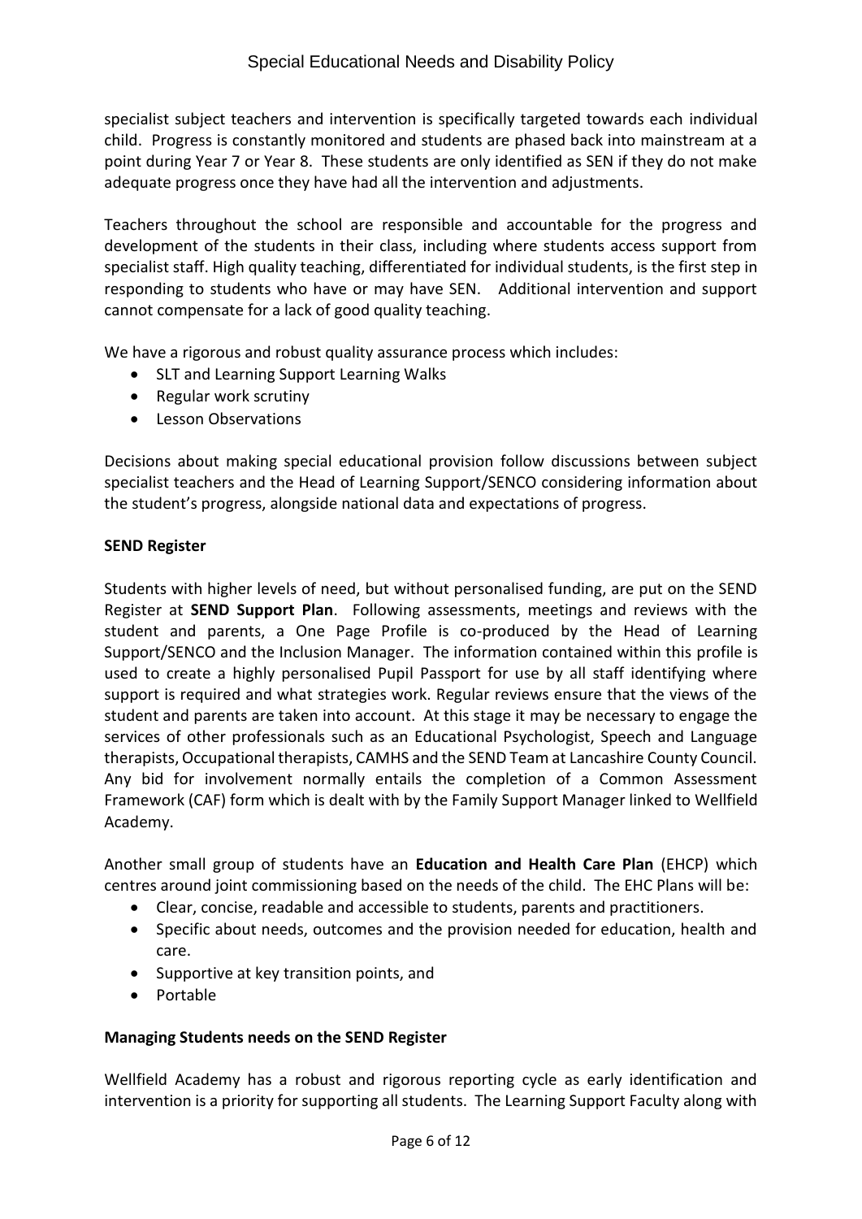specialist subject teachers and intervention is specifically targeted towards each individual child. Progress is constantly monitored and students are phased back into mainstream at a point during Year 7 or Year 8. These students are only identified as SEN if they do not make adequate progress once they have had all the intervention and adjustments.

Teachers throughout the school are responsible and accountable for the progress and development of the students in their class, including where students access support from specialist staff. High quality teaching, differentiated for individual students, is the first step in responding to students who have or may have SEN. Additional intervention and support cannot compensate for a lack of good quality teaching.

We have a rigorous and robust quality assurance process which includes:

- SLT and Learning Support Learning Walks
- Regular work scrutiny
- Lesson Observations

Decisions about making special educational provision follow discussions between subject specialist teachers and the Head of Learning Support/SENCO considering information about the student's progress, alongside national data and expectations of progress.

**SEND Register**

Students with higher levels of need, but without personalised funding, are put on the SEND Register at **SEND Support Plan**. Following assessments, meetings and reviews with the student and parents, a One Page Profile is co-produced by the Head of Learning Support/SENCO and the Inclusion Manager. The information contained within this profile is used to create a highly personalised Pupil Passport for use by all staff identifying where support is required and what strategies work. Regular reviews ensure that the views of the student and parents are taken into account. At this stage it may be necessary to engage the services of other professionals such as an Educational Psychologist, Speech and Language therapists, Occupational therapists, CAMHS and the SEND Team at Lancashire County Council. Any bid for involvement normally entails the completion of a Common Assessment Framework (CAF) form which is dealt with by the Family Support Manager linked to Wellfield Academy.

Another small group of students have an **Education and Health Care Plan** (EHCP) which centres around joint commissioning based on the needs of the child. The EHC Plans will be:

- Clear, concise, readable and accessible to students, parents and practitioners.
- Specific about needs, outcomes and the provision needed for education, health and care.
- Supportive at key transition points, and
- Portable

**Managing Students needs on the SEND Register**

Wellfield Academy has a robust and rigorous reporting cycle as early identification and intervention is a priority for supporting all students. The Learning Support Faculty along with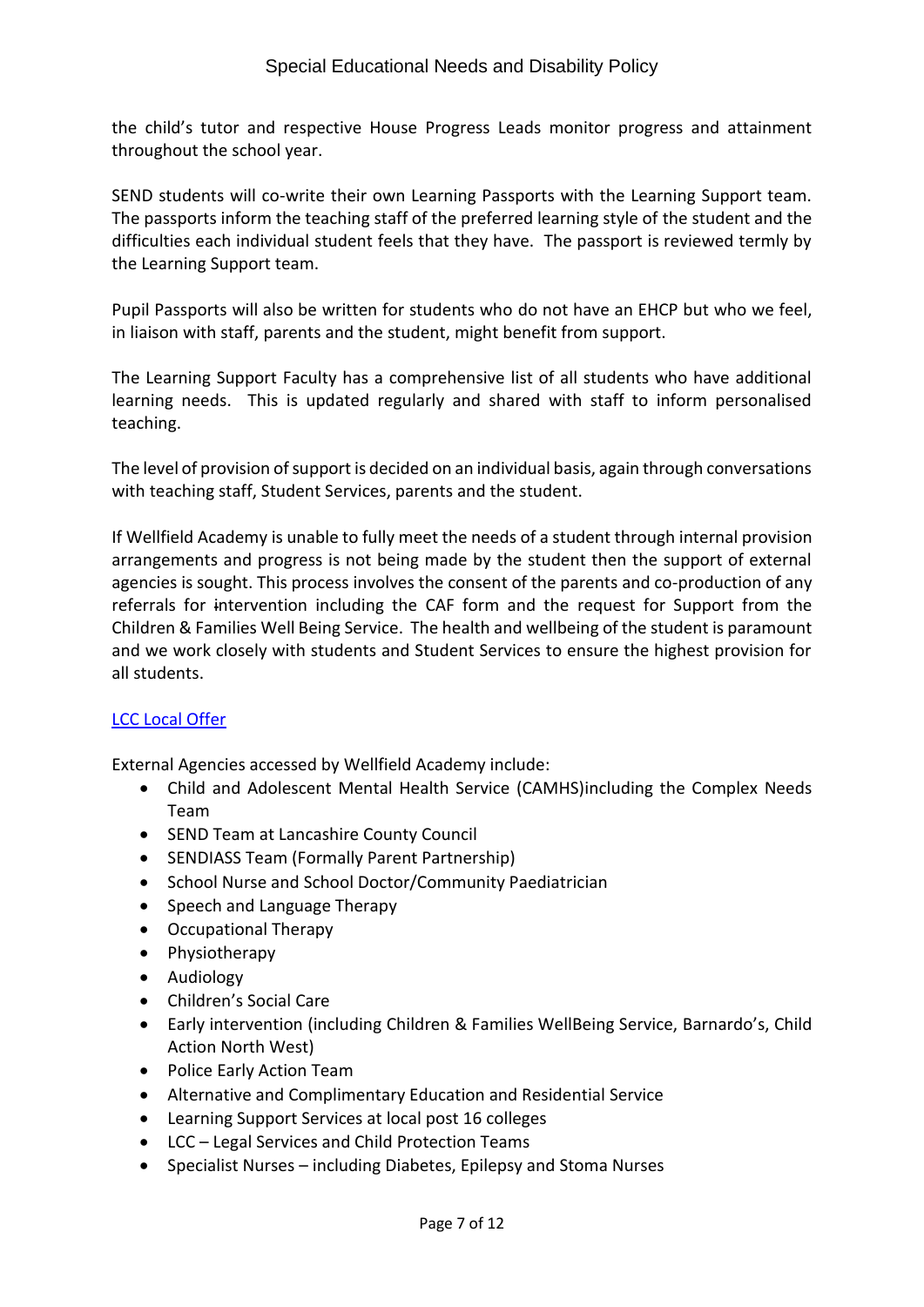the child's tutor and respective House Progress Leads monitor progress and attainment throughout the school year.

SEND students will co-write their own Learning Passports with the Learning Support team. The passports inform the teaching staff of the preferred learning style of the student and the difficulties each individual student feels that they have. The passport is reviewed termly by the Learning Support team.

Pupil Passports will also be written for students who do not have an EHCP but who we feel, in liaison with staff, parents and the student, might benefit from support.

The Learning Support Faculty has a comprehensive list of all students who have additional learning needs. This is updated regularly and shared with staff to inform personalised teaching.

The level of provision of support is decided on an individual basis, again through conversations with teaching staff, Student Services, parents and the student.

If Wellfield Academy is unable to fully meet the needs of a student through internal provision arrangements and progress is not being made by the student then the support of external agencies is sought. This process involves the consent of the parents and co-production of any referrals for intervention including the CAF form and the request for Support from the Children & Families Well Being Service. The health and wellbeing of the student is paramount and we work closely with students and Student Services to ensure the highest provision for all students.

[LCC Local Offer]

External Agencies accessed by Wellfield Academy include:

- Child and Adolescent Mental Health Service (CAMHS)including the Complex Needs Team
- SEND Team at Lancashire County Council
- SENDIASS Team (Formally Parent Partnership)
- School Nurse and School Doctor/Community Paediatrician
- Speech and Language Therapy
- Occupational Therapy
- Physiotherapy
- Audiology
- Children's Social Care
- Early intervention (including Children & Families WellBeing Service, Barnardo's, Child Action North West)
- Police Early Action Team
- Alternative and Complimentary Education and Residential Service
- Learning Support Services at local post 16 colleges
- LCC – Legal Services and Child Protection Teams
- Specialist Nurses – including Diabetes, Epilepsy and Stoma Nurses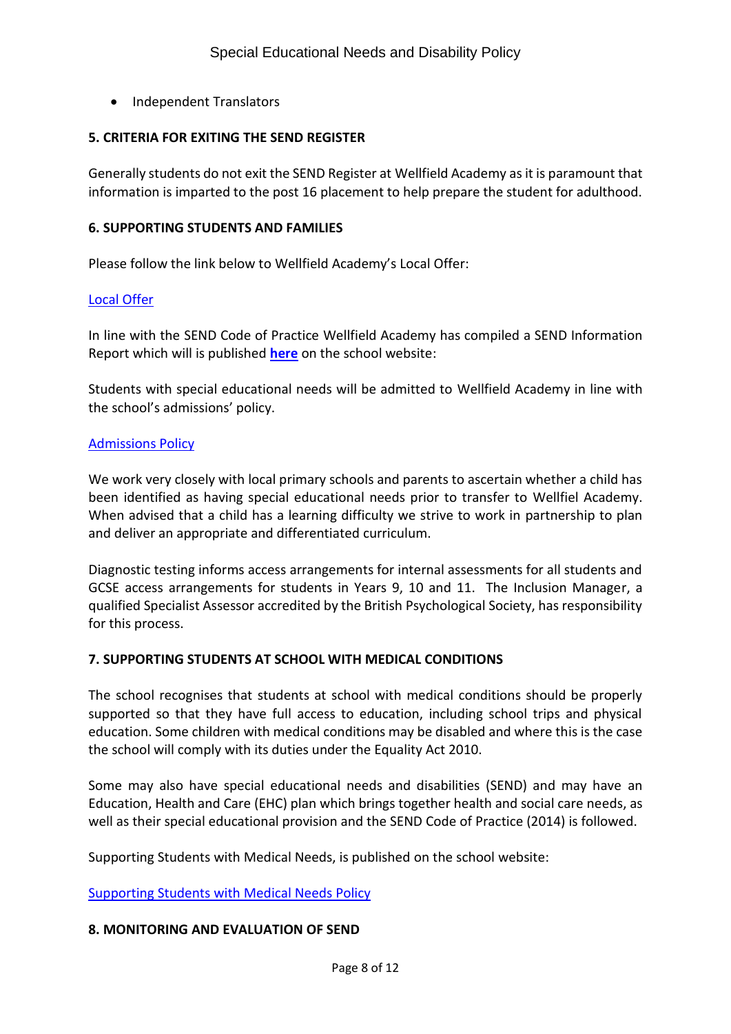- Independent Translators

## 5. CRITERIA FOR EXITING THE SEND REGISTER

Generally students do not exit the SEND Register at Wellfield Academy as it is paramount that information is imparted to the post 16 placement to help prepare the student for adulthood.

## 6. SUPPORTING STUDENTS AND FAMILIES

Please follow the link below to Wellfield Academy's Local Offer:

Local Offer

In line with the SEND Code of Practice Wellfield Academy has compiled a SEND Information Report which will is published **here** on the school website:

Students with special educational needs will be admitted to Wellfield Academy in line with the school's admissions' policy.

Admissions Policy

We work very closely with local primary schools and parents to ascertain whether a child has been identified as having special educational needs prior to transfer to Wellfiel Academy. When advised that a child has a learning difficulty we strive to work in partnership to plan and deliver an appropriate and differentiated curriculum.

Diagnostic testing informs access arrangements for internal assessments for all students and GCSE access arrangements for students in Years 9, 10 and 11. The Inclusion Manager, a qualified Specialist Assessor accredited by the British Psychological Society, has responsibility for this process.

## 7. SUPPORTING STUDENTS AT SCHOOL WITH MEDICAL CONDITIONS

The school recognises that students at school with medical conditions should be properly supported so that they have full access to education, including school trips and physical education. Some children with medical conditions may be disabled and where this is the case the school will comply with its duties under the Equality Act 2010.

Some may also have special educational needs and disabilities (SEND) and may have an Education, Health and Care (EHC) plan which brings together health and social care needs, as well as their special educational provision and the SEND Code of Practice (2014) is followed.

Supporting Students with Medical Needs, is published on the school website:

Supporting Students with Medical Needs Policy

## 8. MONITORING AND EVALUATION OF SEND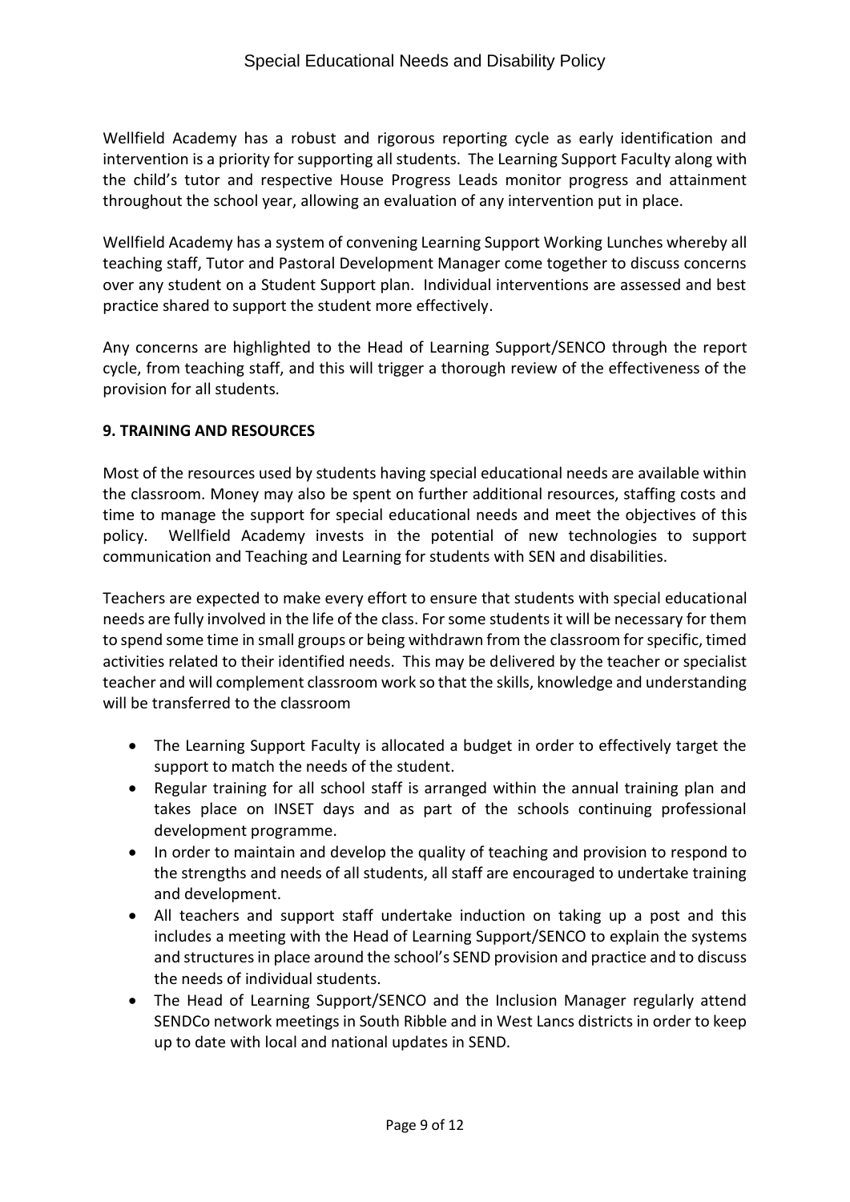Wellfield Academy has a robust and rigorous reporting cycle as early identification and intervention is a priority for supporting all students. The Learning Support Faculty along with the child's tutor and respective House Progress Leads monitor progress and attainment throughout the school year, allowing an evaluation of any intervention put in place.

Wellfield Academy has a system of convening Learning Support Working Lunches whereby all teaching staff, Tutor and Pastoral Development Manager come together to discuss concerns over any student on a Student Support plan. Individual interventions are assessed and best practice shared to support the student more effectively.

Any concerns are highlighted to the Head of Learning Support/SENCO through the report cycle, from teaching staff, and this will trigger a thorough review of the effectiveness of the provision for all students.

## 9. TRAINING AND RESOURCES

Most of the resources used by students having special educational needs are available within the classroom. Money may also be spent on further additional resources, staffing costs and time to manage the support for special educational needs and meet the objectives of this policy. Wellfield Academy invests in the potential of new technologies to support communication and Teaching and Learning for students with SEN and disabilities.

Teachers are expected to make every effort to ensure that students with special educational needs are fully involved in the life of the class. For some students it will be necessary for them to spend some time in small groups or being withdrawn from the classroom for specific, timed activities related to their identified needs. This may be delivered by the teacher or specialist teacher and will complement classroom work so that the skills, knowledge and understanding will be transferred to the classroom

- The Learning Support Faculty is allocated a budget in order to effectively target the support to match the needs of the student.
- Regular training for all school staff is arranged within the annual training plan and takes place on INSET days and as part of the schools continuing professional development programme.
- In order to maintain and develop the quality of teaching and provision to respond to the strengths and needs of all students, all staff are encouraged to undertake training and development.
- All teachers and support staff undertake induction on taking up a post and this includes a meeting with the Head of Learning Support/SENCO to explain the systems and structures in place around the school's SEND provision and practice and to discuss the needs of individual students.
- The Head of Learning Support/SENCO and the Inclusion Manager regularly attend SENDCo network meetings in South Ribble and in West Lancs districts in order to keep up to date with local and national updates in SEND.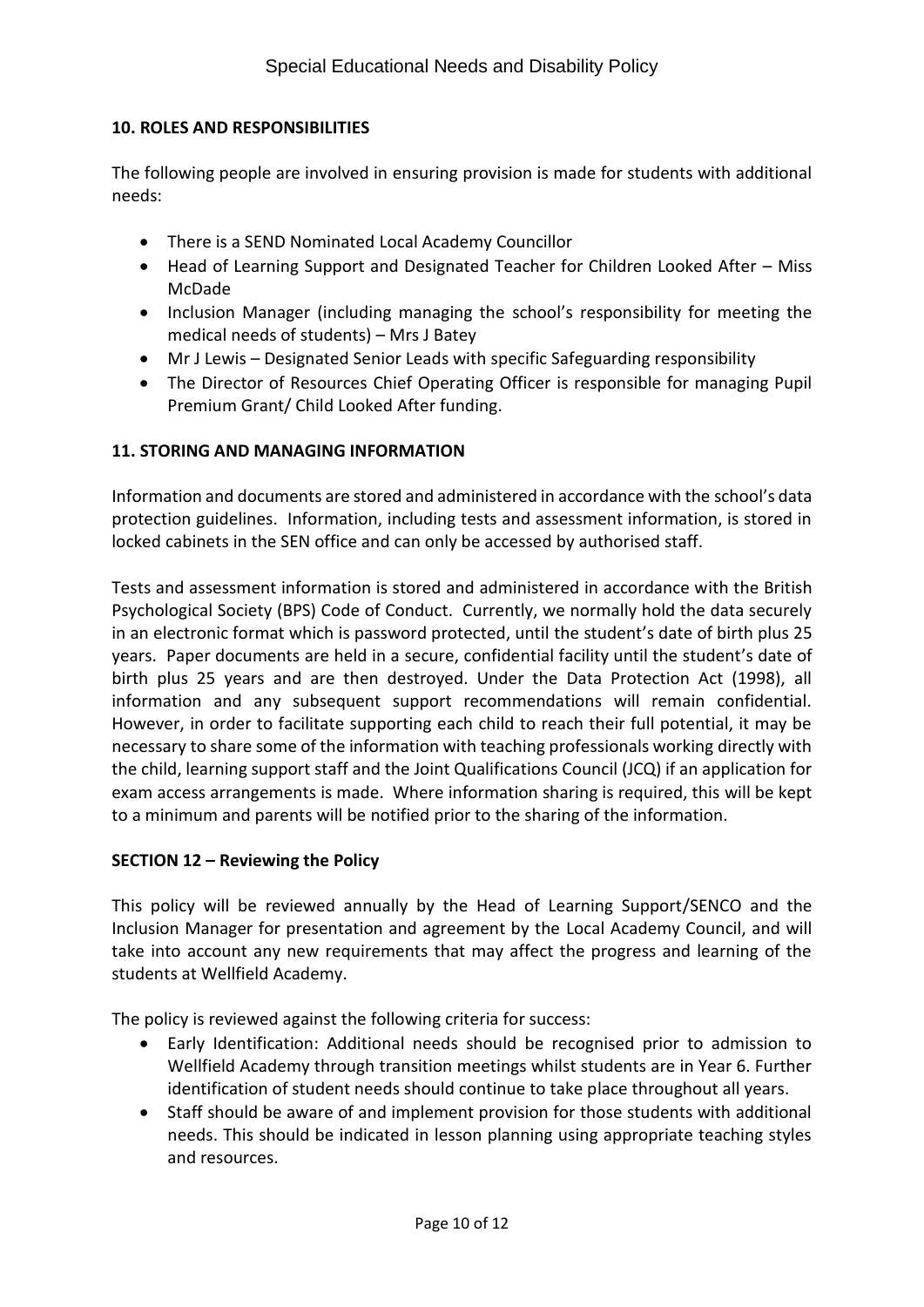## 10. ROLES AND RESPONSIBILITIES

The following people are involved in ensuring provision is made for students with additional needs:

- There is a SEND Nominated Local Academy Councillor
- Head of Learning Support and Designated Teacher for Children Looked After – Miss McDade
- Inclusion Manager (including managing the school's responsibility for meeting the medical needs of students) – Mrs J Batey
- Mr J Lewis – Designated Senior Leads with specific Safeguarding responsibility
- The Director of Resources Chief Operating Officer is responsible for managing Pupil Premium Grant/ Child Looked After funding.

## 11. STORING AND MANAGING INFORMATION

Information and documents are stored and administered in accordance with the school's data protection guidelines. Information, including tests and assessment information, is stored in locked cabinets in the SEN office and can only be accessed by authorised staff.

Tests and assessment information is stored and administered in accordance with the British Psychological Society (BPS) Code of Conduct. Currently, we normally hold the data securely in an electronic format which is password protected, until the student's date of birth plus 25 years. Paper documents are held in a secure, confidential facility until the student's date of birth plus 25 years and are then destroyed. Under the Data Protection Act (1998), all information and any subsequent support recommendations will remain confidential. However, in order to facilitate supporting each child to reach their full potential, it may be necessary to share some of the information with teaching professionals working directly with the child, learning support staff and the Joint Qualifications Council (JCQ) if an application for exam access arrangements is made. Where information sharing is required, this will be kept to a minimum and parents will be notified prior to the sharing of the information.

## SECTION 12 – Reviewing the Policy

This policy will be reviewed annually by the Head of Learning Support/SENCO and the Inclusion Manager for presentation and agreement by the Local Academy Council, and will take into account any new requirements that may affect the progress and learning of the students at Wellfield Academy.

The policy is reviewed against the following criteria for success:

- Early Identification: Additional needs should be recognised prior to admission to Wellfield Academy through transition meetings whilst students are in Year 6. Further identification of student needs should continue to take place throughout all years.
- Staff should be aware of and implement provision for those students with additional needs. This should be indicated in lesson planning using appropriate teaching styles and resources.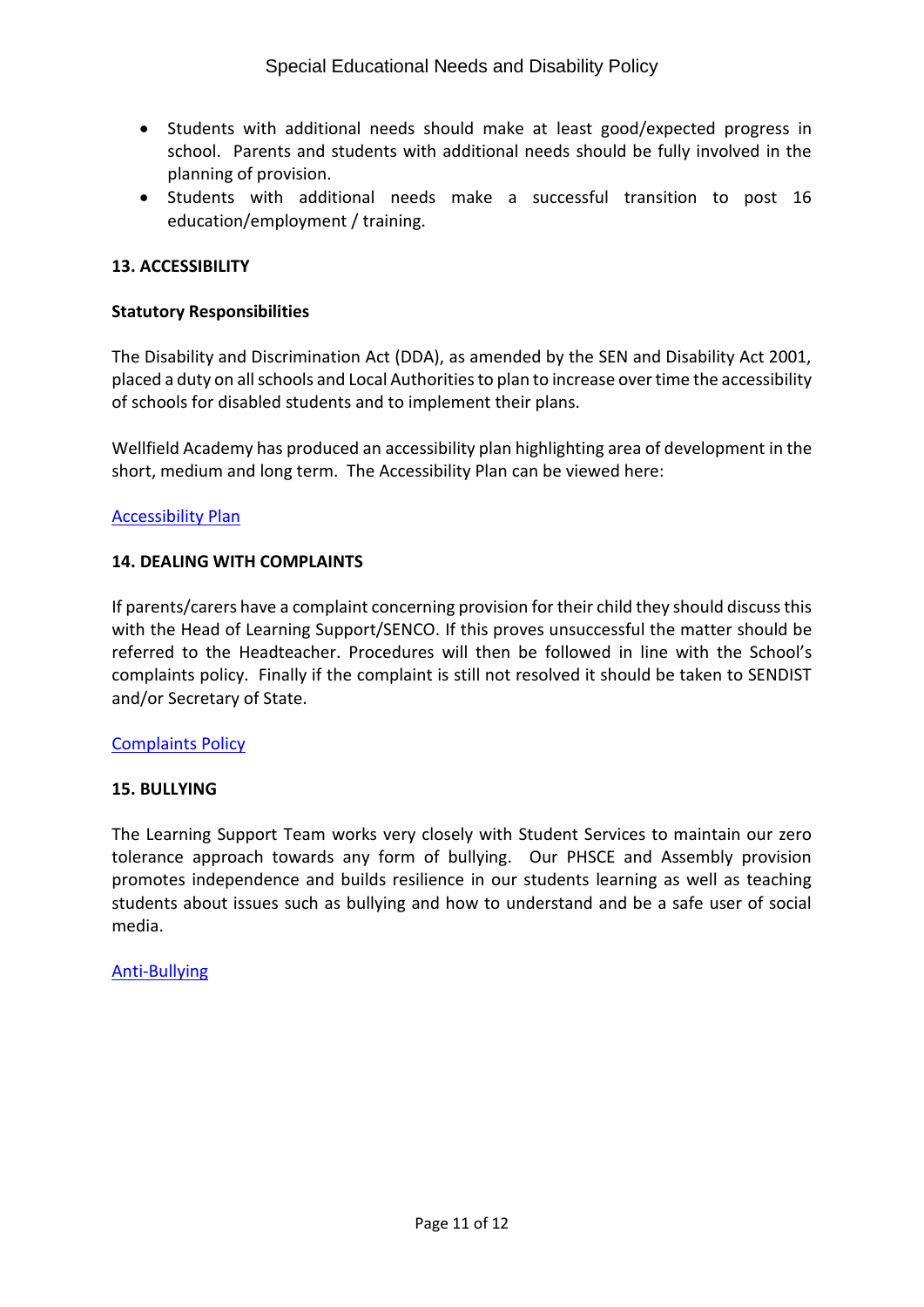- Students with additional needs should make at least good/expected progress in school. Parents and students with additional needs should be fully involved in the planning of provision.
- Students with additional needs make a successful transition to post 16 education/employment / training.

## 13. ACCESSIBILITY

### Statutory Responsibilities

The Disability and Discrimination Act (DDA), as amended by the SEN and Disability Act 2001, placed a duty on all schools and Local Authorities to plan to increase over time the accessibility of schools for disabled students and to implement their plans.

Wellfield Academy has produced an accessibility plan highlighting area of development in the short, medium and long term. The Accessibility Plan can be viewed here:

Accessibility Plan

## 14. DEALING WITH COMPLAINTS

If parents/carers have a complaint concerning provision for their child they should discuss this with the Head of Learning Support/SENCO. If this proves unsuccessful the matter should be referred to the Headteacher. Procedures will then be followed in line with the School's complaints policy. Finally if the complaint is still not resolved it should be taken to SENDIST and/or Secretary of State.

Complaints Policy

## 15. BULLYING

The Learning Support Team works very closely with Student Services to maintain our zero tolerance approach towards any form of bullying. Our PHSCE and Assembly provision promotes independence and builds resilience in our students learning as well as teaching students about issues such as bullying and how to understand and be a safe user of social media.

Anti-Bullying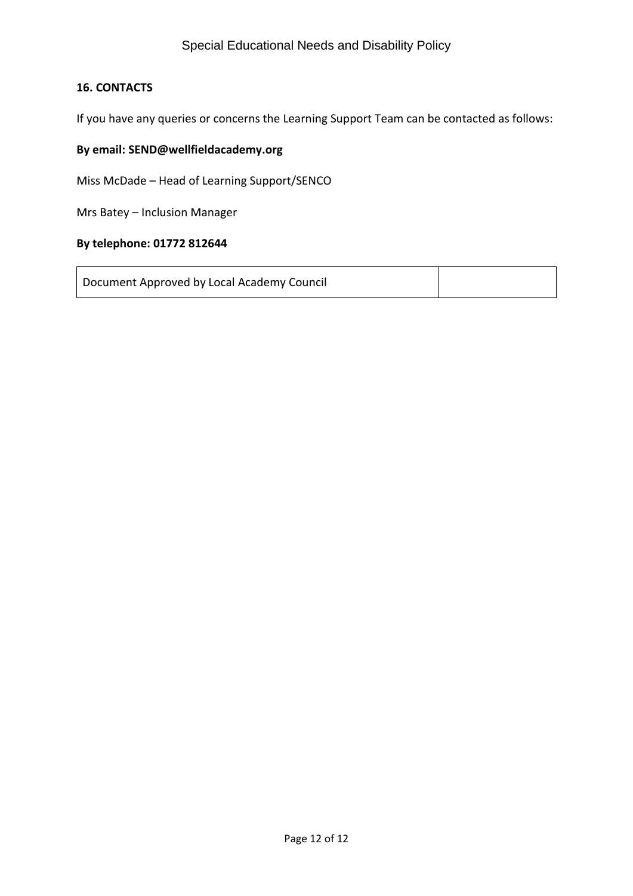## 16. CONTACTS

If you have any queries or concerns the Learning Support Team can be contacted as follows:

**By email: SEND@wellfieldacademy.org**

Miss McDade – Head of Learning Support/SENCO

Mrs Batey – Inclusion Manager

**By telephone: 01772 812644**

| | |
|---|---|
| Document Approved by Local Academy Council | |